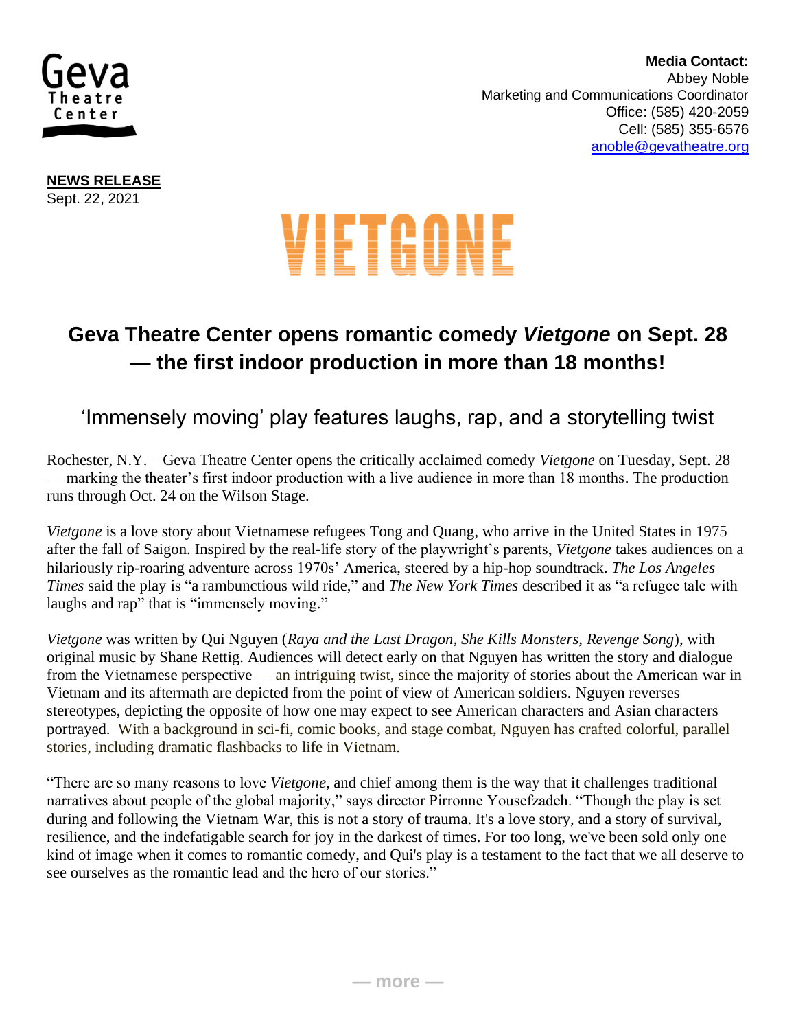Geva Theatre Center

**Media Contact:**
Abbey Noble
Marketing and Communications Coordinator
Office: (585) 420-2059
Cell: (585) 355-6576
anoble@gevatheatre.org

**NEWS RELEASE**
Sept. 22, 2021

VIETGONE

# Geva Theatre Center opens romantic comedy *Vietgone* on Sept. 28 — the first indoor production in more than 18 months!

## 'Immensely moving' play features laughs, rap, and a storytelling twist

Rochester, N.Y. – Geva Theatre Center opens the critically acclaimed comedy *Vietgone* on Tuesday, Sept. 28 — marking the theater's first indoor production with a live audience in more than 18 months. The production runs through Oct. 24 on the Wilson Stage.

*Vietgone* is a love story about Vietnamese refugees Tong and Quang, who arrive in the United States in 1975 after the fall of Saigon. Inspired by the real-life story of the playwright's parents, *Vietgone* takes audiences on a hilariously rip-roaring adventure across 1970s' America, steered by a hip-hop soundtrack. *The Los Angeles Times* said the play is "a rambunctious wild ride," and *The New York Times* described it as "a refugee tale with laughs and rap" that is "immensely moving."

*Vietgone* was written by Qui Nguyen (*Raya and the Last Dragon, She Kills Monsters, Revenge Song*), with original music by Shane Rettig. Audiences will detect early on that Nguyen has written the story and dialogue from the Vietnamese perspective — an intriguing twist, since the majority of stories about the American war in Vietnam and its aftermath are depicted from the point of view of American soldiers. Nguyen reverses stereotypes, depicting the opposite of how one may expect to see American characters and Asian characters portrayed. With a background in sci-fi, comic books, and stage combat, Nguyen has crafted colorful, parallel stories, including dramatic flashbacks to life in Vietnam.

"There are so many reasons to love *Vietgone*, and chief among them is the way that it challenges traditional narratives about people of the global majority," says director Pirronne Yousefzadeh. "Though the play is set during and following the Vietnam War, this is not a story of trauma. It's a love story, and a story of survival, resilience, and the indefatigable search for joy in the darkest of times. For too long, we've been sold only one kind of image when it comes to romantic comedy, and Qui's play is a testament to the fact that we all deserve to see ourselves as the romantic lead and the hero of our stories."

— more —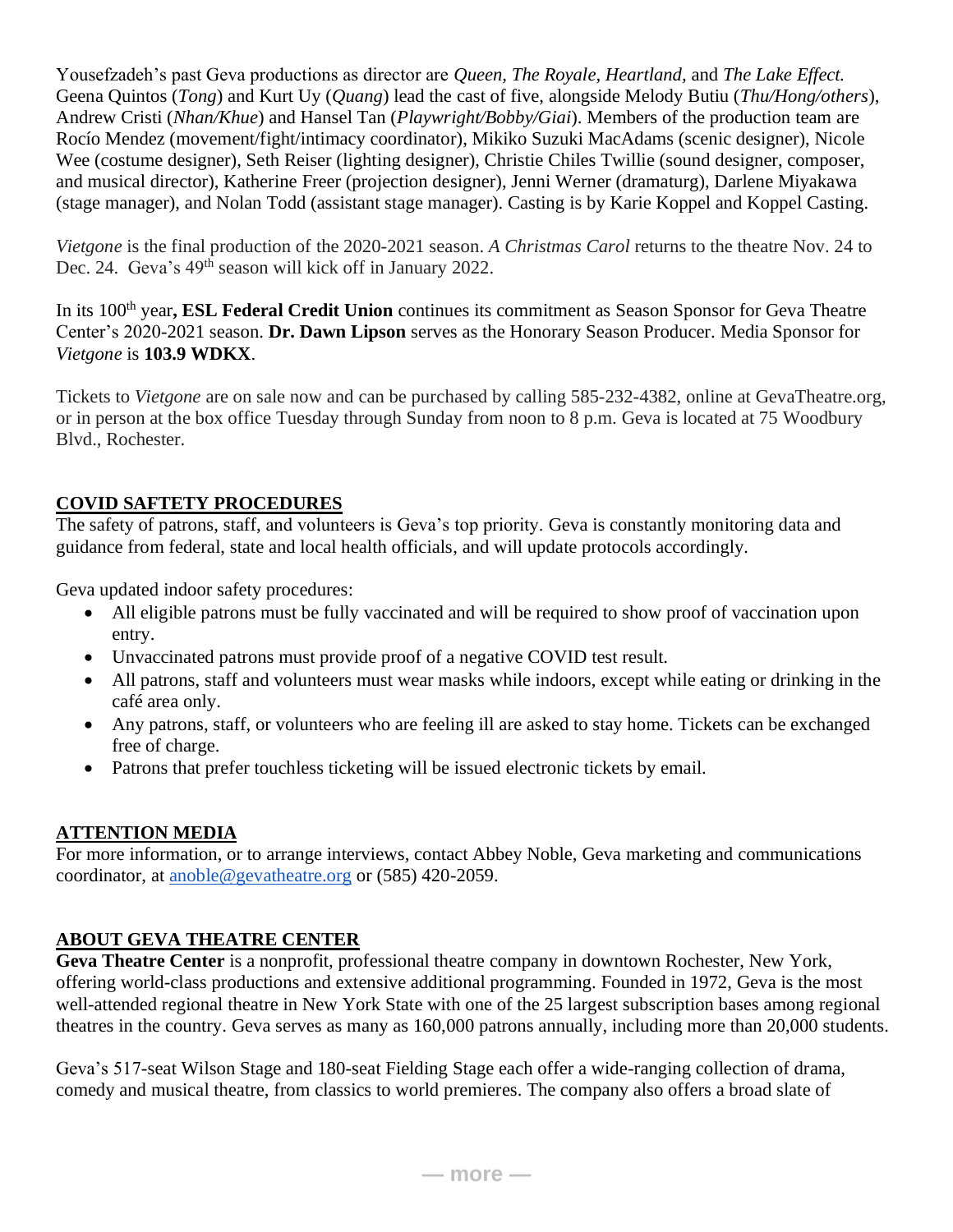Yousefzadeh's past Geva productions as director are *Queen*, *The Royale*, *Heartland*, and *The Lake Effect.* Geena Quintos (*Tong*) and Kurt Uy (*Quang*) lead the cast of five, alongside Melody Butiu (*Thu/Hong/others*), Andrew Cristi (*Nhan/Khue*) and Hansel Tan (*Playwright/Bobby/Giai*). Members of the production team are Rocío Mendez (movement/fight/intimacy coordinator), Mikiko Suzuki MacAdams (scenic designer), Nicole Wee (costume designer), Seth Reiser (lighting designer), Christie Chiles Twillie (sound designer, composer, and musical director), Katherine Freer (projection designer), Jenni Werner (dramaturg), Darlene Miyakawa (stage manager), and Nolan Todd (assistant stage manager). Casting is by Karie Koppel and Koppel Casting.

*Vietgone* is the final production of the 2020-2021 season. *A Christmas Carol* returns to the theatre Nov. 24 to Dec. 24. Geva's 49th season will kick off in January 2022.

In its 100th year**, ESL Federal Credit Union** continues its commitment as Season Sponsor for Geva Theatre Center's 2020-2021 season. **Dr. Dawn Lipson** serves as the Honorary Season Producer. Media Sponsor for *Vietgone* is **103.9 WDKX**.

Tickets to *Vietgone* are on sale now and can be purchased by calling 585-232-4382, online at GevaTheatre.org, or in person at the box office Tuesday through Sunday from noon to 8 p.m. Geva is located at 75 Woodbury Blvd., Rochester.

## COVID SAFTETY PROCEDURES

The safety of patrons, staff, and volunteers is Geva's top priority. Geva is constantly monitoring data and guidance from federal, state and local health officials, and will update protocols accordingly.

Geva updated indoor safety procedures:

- All eligible patrons must be fully vaccinated and will be required to show proof of vaccination upon entry.
- Unvaccinated patrons must provide proof of a negative COVID test result.
- All patrons, staff and volunteers must wear masks while indoors, except while eating or drinking in the café area only.
- Any patrons, staff, or volunteers who are feeling ill are asked to stay home. Tickets can be exchanged free of charge.
- Patrons that prefer touchless ticketing will be issued electronic tickets by email.

## ATTENTION MEDIA

For more information, or to arrange interviews, contact Abbey Noble, Geva marketing and communications coordinator, at anoble@gevatheatre.org or (585) 420-2059.

## ABOUT GEVA THEATRE CENTER

**Geva Theatre Center** is a nonprofit, professional theatre company in downtown Rochester, New York, offering world-class productions and extensive additional programming. Founded in 1972, Geva is the most well-attended regional theatre in New York State with one of the 25 largest subscription bases among regional theatres in the country. Geva serves as many as 160,000 patrons annually, including more than 20,000 students.

Geva's 517-seat Wilson Stage and 180-seat Fielding Stage each offer a wide-ranging collection of drama, comedy and musical theatre, from classics to world premieres. The company also offers a broad slate of

— more —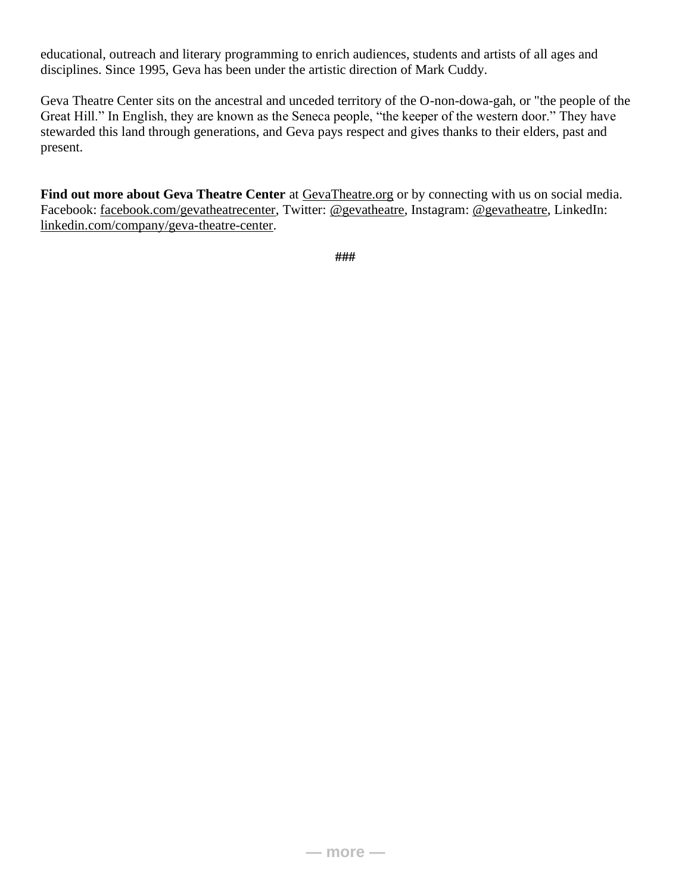educational, outreach and literary programming to enrich audiences, students and artists of all ages and disciplines. Since 1995, Geva has been under the artistic direction of Mark Cuddy.

Geva Theatre Center sits on the ancestral and unceded territory of the O-non-dowa-gah, or "the people of the Great Hill." In English, they are known as the Seneca people, "the keeper of the western door." They have stewarded this land through generations, and Geva pays respect and gives thanks to their elders, past and present.

**Find out more about Geva Theatre Center** at GevaTheatre.org or by connecting with us on social media. Facebook: facebook.com/gevatheatrecenter, Twitter: @gevatheatre, Instagram: @gevatheatre, LinkedIn: linkedin.com/company/geva-theatre-center.

###

— more —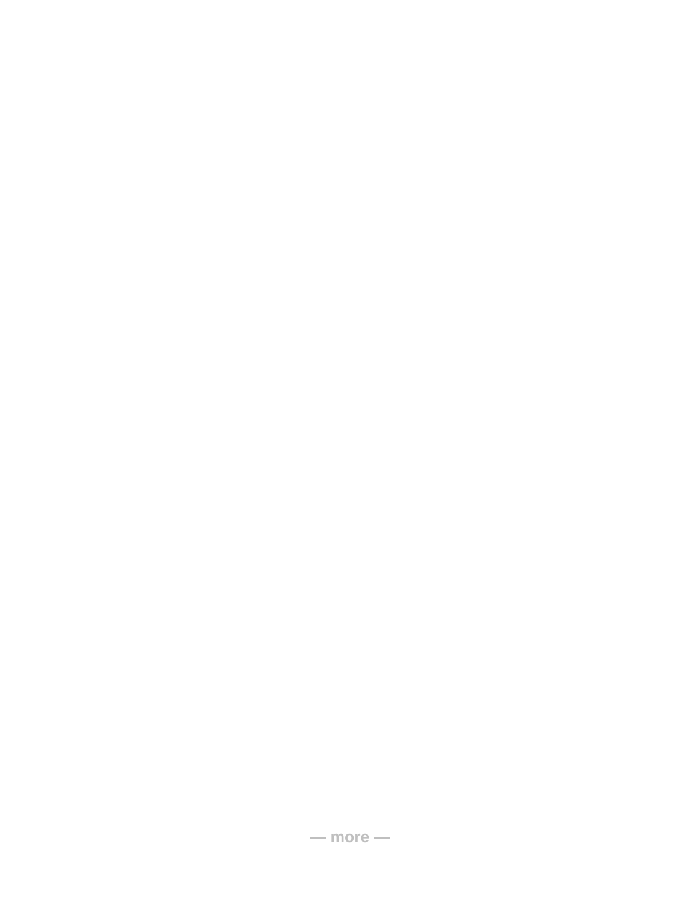— more —